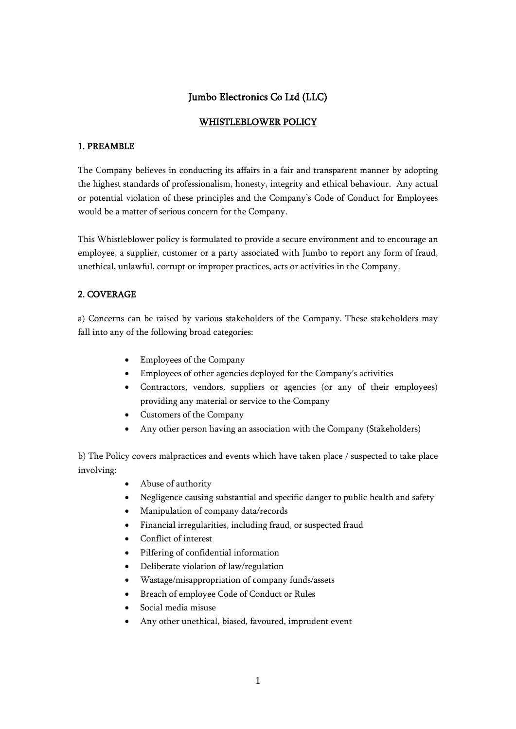# Jumbo Electronics Co Ltd (LLC)

## WHISTLEBLOWER POLICY

### 1. PREAMBLE

The Company believes in conducting its affairs in a fair and transparent manner by adopting the highest standards of professionalism, honesty, integrity and ethical behaviour. Any actual or potential violation of these principles and the Company's Code of Conduct for Employees would be a matter of serious concern for the Company.

This Whistleblower policy is formulated to provide a secure environment and to encourage an employee, a supplier, customer or a party associated with Jumbo to report any form of fraud, unethical, unlawful, corrupt or improper practices, acts or activities in the Company.

### 2. COVERAGE

a) Concerns can be raised by various stakeholders of the Company. These stakeholders may fall into any of the following broad categories:

- Employees of the Company
- Employees of other agencies deployed for the Company's activities
- Contractors, vendors, suppliers or agencies (or any of their employees) providing any material or service to the Company
- Customers of the Company
- Any other person having an association with the Company (Stakeholders)

b) The Policy covers malpractices and events which have taken place / suspected to take place involving:

- Abuse of authority
- Negligence causing substantial and specific danger to public health and safety
- Manipulation of company data/records
- Financial irregularities, including fraud, or suspected fraud
- Conflict of interest
- Pilfering of confidential information
- Deliberate violation of law/regulation
- Wastage/misappropriation of company funds/assets
- Breach of employee Code of Conduct or Rules
- Social media misuse
- Any other unethical, biased, favoured, imprudent event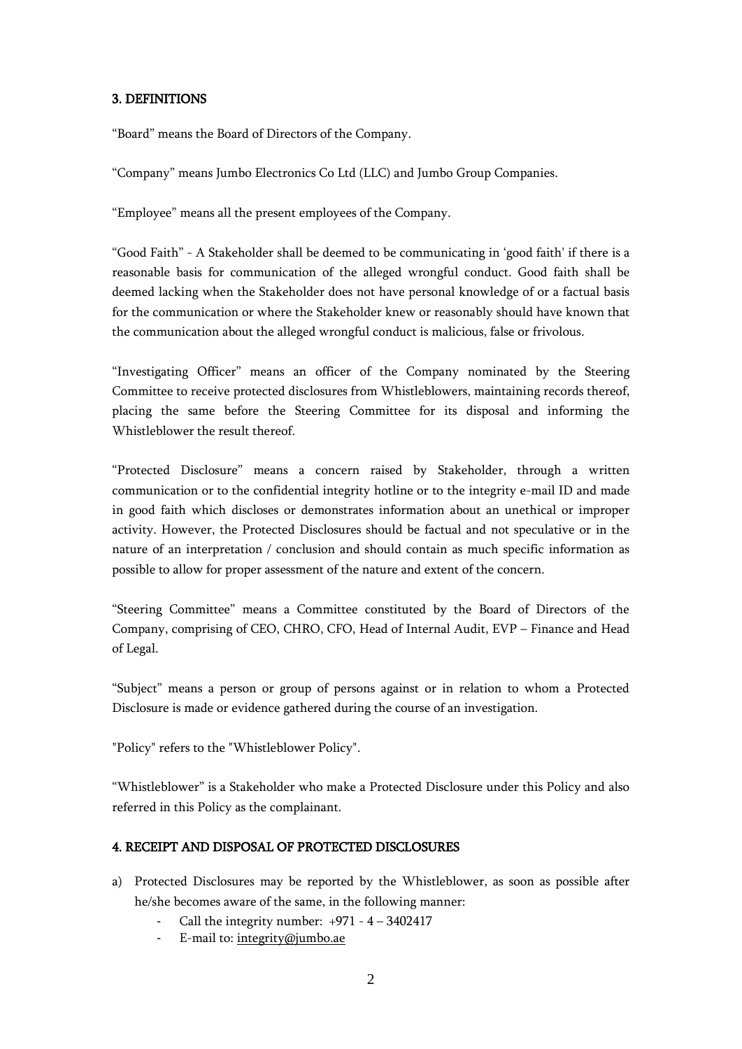## 3. DEFINITIONS

"Board" means the Board of Directors of the Company.

"Company" means Jumbo Electronics Co Ltd (LLC) and Jumbo Group Companies.

"Employee" means all the present employees of the Company.

"Good Faith" - A Stakeholder shall be deemed to be communicating in 'good faith' if there is a reasonable basis for communication of the alleged wrongful conduct. Good faith shall be deemed lacking when the Stakeholder does not have personal knowledge of or a factual basis for the communication or where the Stakeholder knew or reasonably should have known that the communication about the alleged wrongful conduct is malicious, false or frivolous.

"Investigating Officer" means an officer of the Company nominated by the Steering Committee to receive protected disclosures from Whistleblowers, maintaining records thereof, placing the same before the Steering Committee for its disposal and informing the Whistleblower the result thereof.

"Protected Disclosure" means a concern raised by Stakeholder, through a written communication or to the confidential integrity hotline or to the integrity e-mail ID and made in good faith which discloses or demonstrates information about an unethical or improper activity. However, the Protected Disclosures should be factual and not speculative or in the nature of an interpretation / conclusion and should contain as much specific information as possible to allow for proper assessment of the nature and extent of the concern.

"Steering Committee" means a Committee constituted by the Board of Directors of the Company, comprising of CEO, CHRO, CFO, Head of Internal Audit, EVP – Finance and Head of Legal.

"Subject" means a person or group of persons against or in relation to whom a Protected Disclosure is made or evidence gathered during the course of an investigation.

"Policy" refers to the "Whistleblower Policy".

"Whistleblower" is a Stakeholder who make a Protected Disclosure under this Policy and also referred in this Policy as the complainant.

## 4. RECEIPT AND DISPOSAL OF PROTECTED DISCLOSURES

a) Protected Disclosures may be reported by the Whistleblower, as soon as possible after he/she becomes aware of the same, in the following manner:
   - Call the integrity number: +971 - 4 – 3402417
   - E-mail to: integrity@jumbo.ae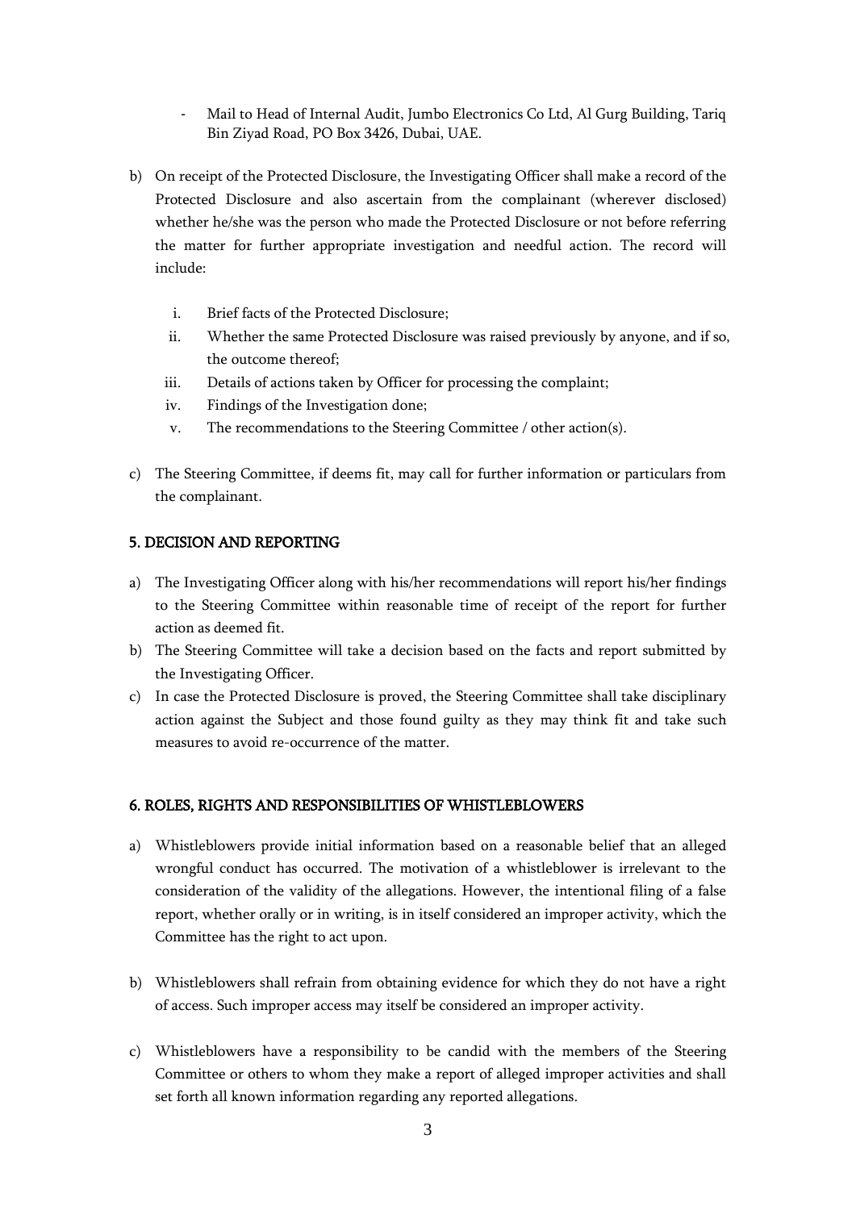- Mail to Head of Internal Audit, Jumbo Electronics Co Ltd, Al Gurg Building, Tariq Bin Ziyad Road, PO Box 3426, Dubai, UAE.

b) On receipt of the Protected Disclosure, the Investigating Officer shall make a record of the Protected Disclosure and also ascertain from the complainant (wherever disclosed) whether he/she was the person who made the Protected Disclosure or not before referring the matter for further appropriate investigation and needful action. The record will include:

   i. Brief facts of the Protected Disclosure;
   ii. Whether the same Protected Disclosure was raised previously by anyone, and if so, the outcome thereof;
   iii. Details of actions taken by Officer for processing the complaint;
   iv. Findings of the Investigation done;
   v. The recommendations to the Steering Committee / other action(s).

c) The Steering Committee, if deems fit, may call for further information or particulars from the complainant.

## 5. DECISION AND REPORTING

a) The Investigating Officer along with his/her recommendations will report his/her findings to the Steering Committee within reasonable time of receipt of the report for further action as deemed fit.
b) The Steering Committee will take a decision based on the facts and report submitted by the Investigating Officer.
c) In case the Protected Disclosure is proved, the Steering Committee shall take disciplinary action against the Subject and those found guilty as they may think fit and take such measures to avoid re-occurrence of the matter.

## 6. ROLES, RIGHTS AND RESPONSIBILITIES OF WHISTLEBLOWERS

a) Whistleblowers provide initial information based on a reasonable belief that an alleged wrongful conduct has occurred. The motivation of a whistleblower is irrelevant to the consideration of the validity of the allegations. However, the intentional filing of a false report, whether orally or in writing, is in itself considered an improper activity, which the Committee has the right to act upon.

b) Whistleblowers shall refrain from obtaining evidence for which they do not have a right of access. Such improper access may itself be considered an improper activity.

c) Whistleblowers have a responsibility to be candid with the members of the Steering Committee or others to whom they make a report of alleged improper activities and shall set forth all known information regarding any reported allegations.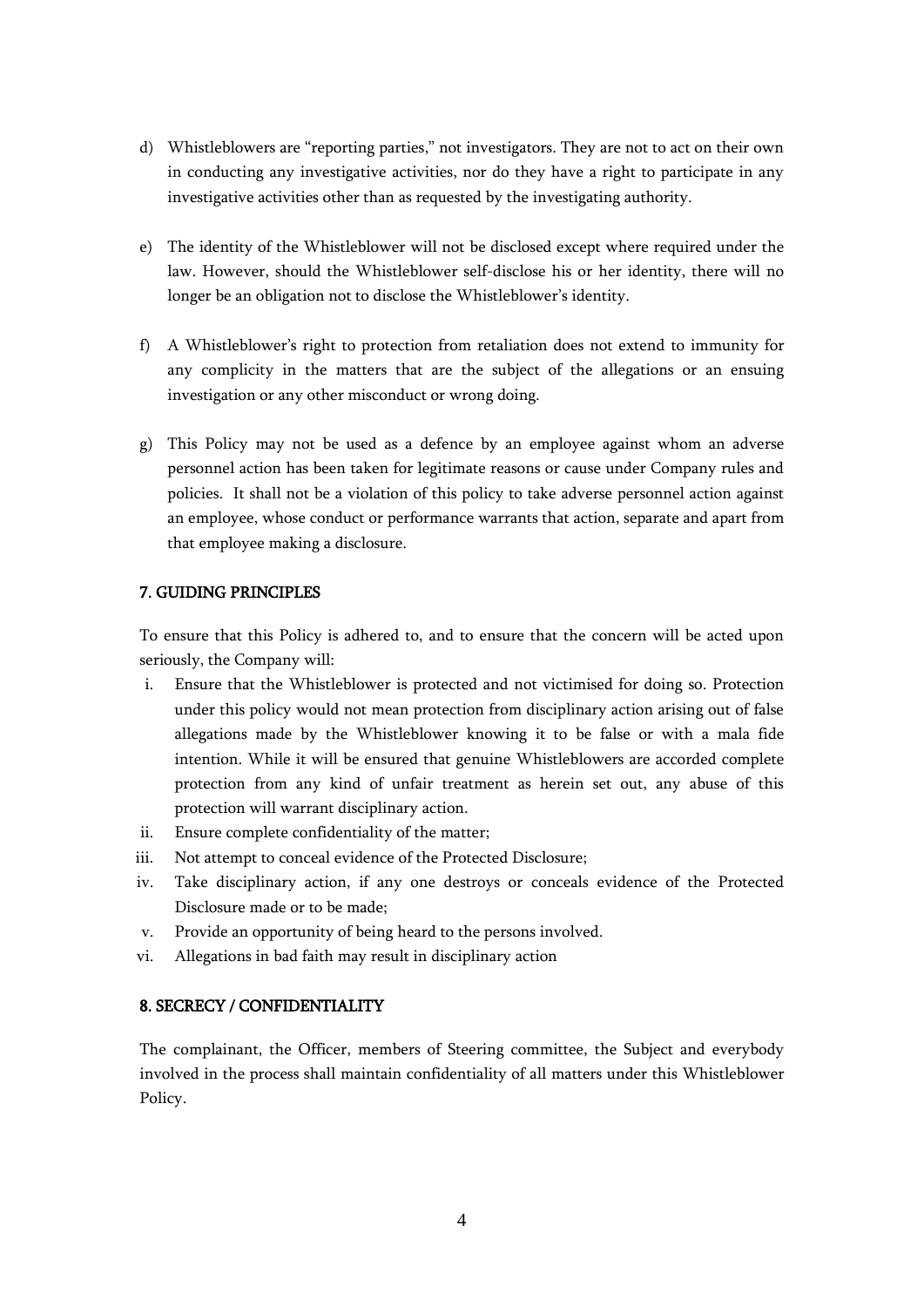d) Whistleblowers are "reporting parties," not investigators. They are not to act on their own in conducting any investigative activities, nor do they have a right to participate in any investigative activities other than as requested by the investigating authority.

e) The identity of the Whistleblower will not be disclosed except where required under the law. However, should the Whistleblower self-disclose his or her identity, there will no longer be an obligation not to disclose the Whistleblower's identity.

f) A Whistleblower's right to protection from retaliation does not extend to immunity for any complicity in the matters that are the subject of the allegations or an ensuing investigation or any other misconduct or wrong doing.

g) This Policy may not be used as a defence by an employee against whom an adverse personnel action has been taken for legitimate reasons or cause under Company rules and policies. It shall not be a violation of this policy to take adverse personnel action against an employee, whose conduct or performance warrants that action, separate and apart from that employee making a disclosure.

## 7. GUIDING PRINCIPLES

To ensure that this Policy is adhered to, and to ensure that the concern will be acted upon seriously, the Company will:

i. Ensure that the Whistleblower is protected and not victimised for doing so. Protection under this policy would not mean protection from disciplinary action arising out of false allegations made by the Whistleblower knowing it to be false or with a mala fide intention. While it will be ensured that genuine Whistleblowers are accorded complete protection from any kind of unfair treatment as herein set out, any abuse of this protection will warrant disciplinary action.
ii. Ensure complete confidentiality of the matter;
iii. Not attempt to conceal evidence of the Protected Disclosure;
iv. Take disciplinary action, if any one destroys or conceals evidence of the Protected Disclosure made or to be made;
v. Provide an opportunity of being heard to the persons involved.
vi. Allegations in bad faith may result in disciplinary action

## 8. SECRECY / CONFIDENTIALITY

The complainant, the Officer, members of Steering committee, the Subject and everybody involved in the process shall maintain confidentiality of all matters under this Whistleblower Policy.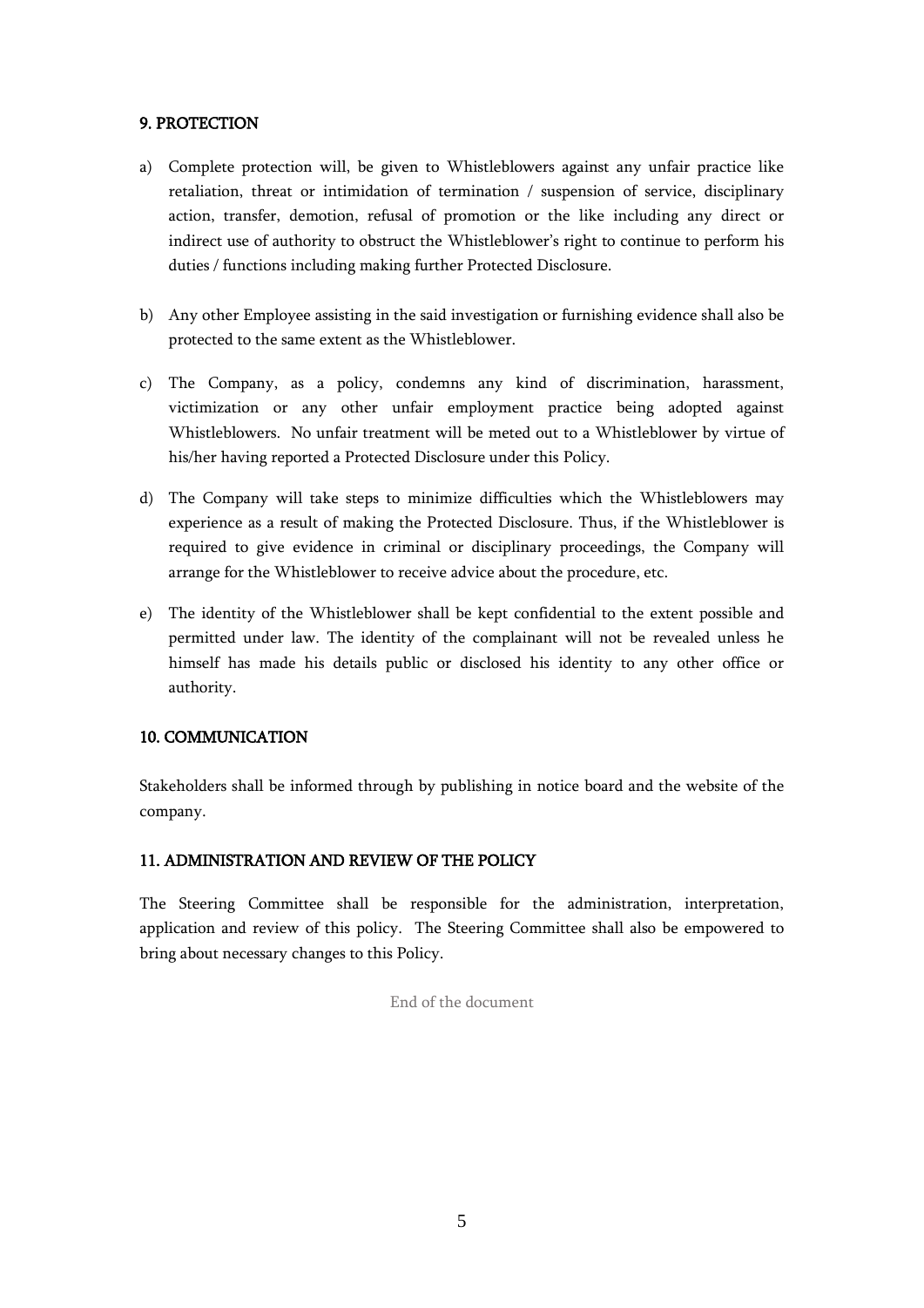## 9. PROTECTION

a) Complete protection will, be given to Whistleblowers against any unfair practice like retaliation, threat or intimidation of termination / suspension of service, disciplinary action, transfer, demotion, refusal of promotion or the like including any direct or indirect use of authority to obstruct the Whistleblower's right to continue to perform his duties / functions including making further Protected Disclosure.

b) Any other Employee assisting in the said investigation or furnishing evidence shall also be protected to the same extent as the Whistleblower.

c) The Company, as a policy, condemns any kind of discrimination, harassment, victimization or any other unfair employment practice being adopted against Whistleblowers. No unfair treatment will be meted out to a Whistleblower by virtue of his/her having reported a Protected Disclosure under this Policy.

d) The Company will take steps to minimize difficulties which the Whistleblowers may experience as a result of making the Protected Disclosure. Thus, if the Whistleblower is required to give evidence in criminal or disciplinary proceedings, the Company will arrange for the Whistleblower to receive advice about the procedure, etc.

e) The identity of the Whistleblower shall be kept confidential to the extent possible and permitted under law. The identity of the complainant will not be revealed unless he himself has made his details public or disclosed his identity to any other office or authority.

## 10. COMMUNICATION

Stakeholders shall be informed through by publishing in notice board and the website of the company.

## 11. ADMINISTRATION AND REVIEW OF THE POLICY

The Steering Committee shall be responsible for the administration, interpretation, application and review of this policy. The Steering Committee shall also be empowered to bring about necessary changes to this Policy.

End of the document